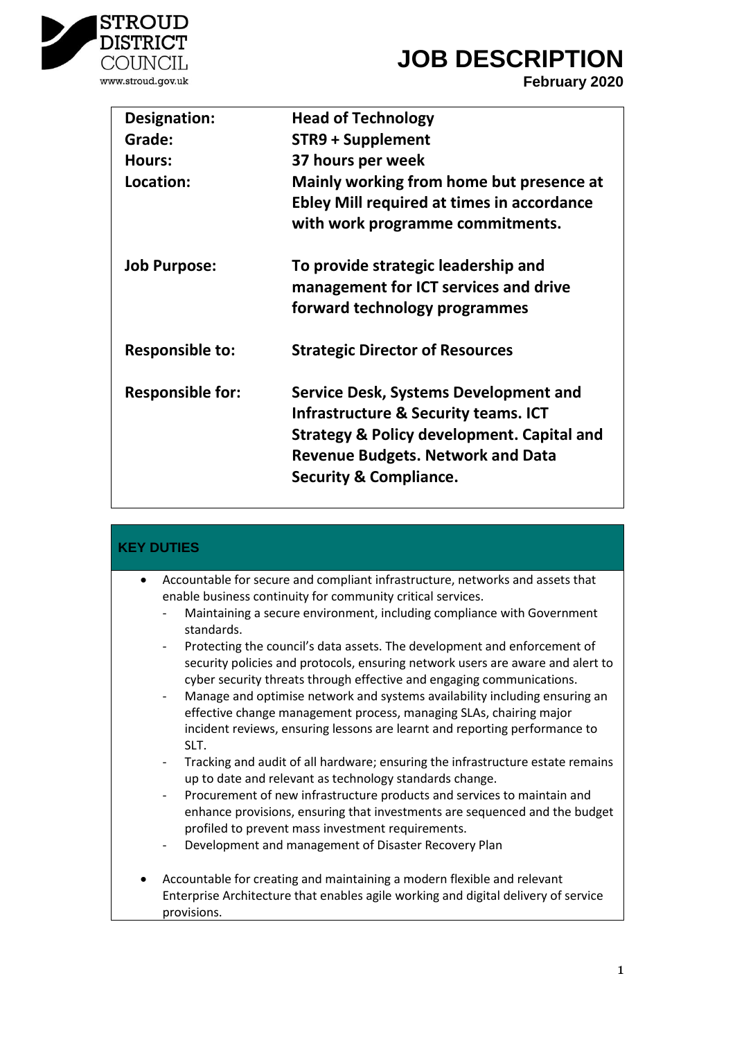# JOB DESCRIPTION

**February 2020**

| | |
|---|---|
| **Designation:** | **Head of Technology** |
| **Grade:** | **STR9 + Supplement** |
| **Hours:** | **37 hours per week** |
| **Location:** | **Mainly working from home but presence at Ebley Mill required at times in accordance with work programme commitments.** |
| **Job Purpose:** | **To provide strategic leadership and management for ICT services and drive forward technology programmes** |
| **Responsible to:** | **Strategic Director of Resources** |
| **Responsible for:** | **Service Desk, Systems Development and Infrastructure & Security teams. ICT Strategy & Policy development. Capital and Revenue Budgets. Network and Data Security & Compliance.** |

## KEY DUTIES

- Accountable for secure and compliant infrastructure, networks and assets that enable business continuity for community critical services.
  - Maintaining a secure environment, including compliance with Government standards.
  - Protecting the council's data assets. The development and enforcement of security policies and protocols, ensuring network users are aware and alert to cyber security threats through effective and engaging communications.
  - Manage and optimise network and systems availability including ensuring an effective change management process, managing SLAs, chairing major incident reviews, ensuring lessons are learnt and reporting performance to SLT.
  - Tracking and audit of all hardware; ensuring the infrastructure estate remains up to date and relevant as technology standards change.
  - Procurement of new infrastructure products and services to maintain and enhance provisions, ensuring that investments are sequenced and the budget profiled to prevent mass investment requirements.
  - Development and management of Disaster Recovery Plan

- Accountable for creating and maintaining a modern flexible and relevant Enterprise Architecture that enables agile working and digital delivery of service provisions.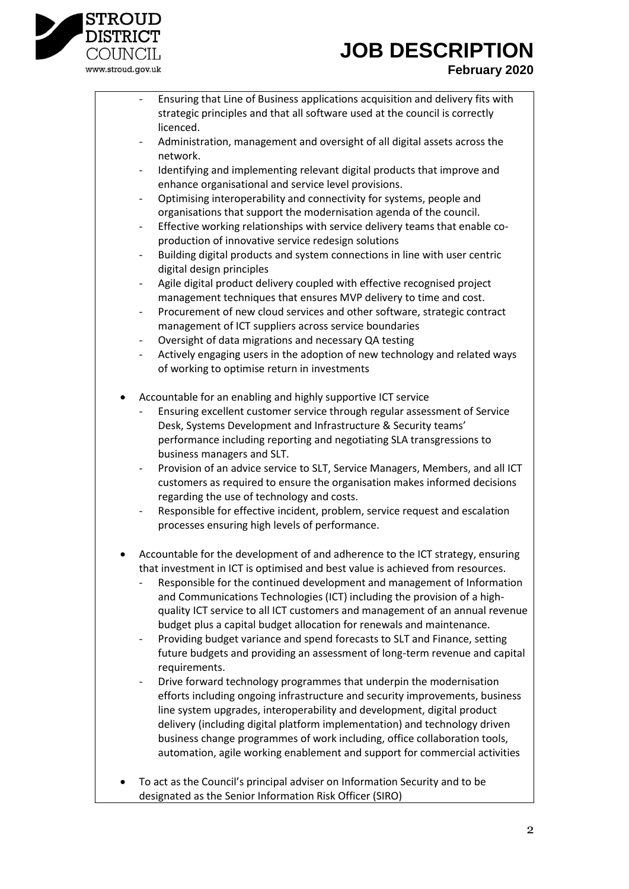- Ensuring that Line of Business applications acquisition and delivery fits with strategic principles and that all software used at the council is correctly licenced.
- Administration, management and oversight of all digital assets across the network.
- Identifying and implementing relevant digital products that improve and enhance organisational and service level provisions.
- Optimising interoperability and connectivity for systems, people and organisations that support the modernisation agenda of the council.
- Effective working relationships with service delivery teams that enable co-production of innovative service redesign solutions
- Building digital products and system connections in line with user centric digital design principles
- Agile digital product delivery coupled with effective recognised project management techniques that ensures MVP delivery to time and cost.
- Procurement of new cloud services and other software, strategic contract management of ICT suppliers across service boundaries
- Oversight of data migrations and necessary QA testing
- Actively engaging users in the adoption of new technology and related ways of working to optimise return in investments

- Accountable for an enabling and highly supportive ICT service
  - Ensuring excellent customer service through regular assessment of Service Desk, Systems Development and Infrastructure & Security teams' performance including reporting and negotiating SLA transgressions to business managers and SLT.
  - Provision of an advice service to SLT, Service Managers, Members, and all ICT customers as required to ensure the organisation makes informed decisions regarding the use of technology and costs.
  - Responsible for effective incident, problem, service request and escalation processes ensuring high levels of performance.

- Accountable for the development of and adherence to the ICT strategy, ensuring that investment in ICT is optimised and best value is achieved from resources.
  - Responsible for the continued development and management of Information and Communications Technologies (ICT) including the provision of a high-quality ICT service to all ICT customers and management of an annual revenue budget plus a capital budget allocation for renewals and maintenance.
  - Providing budget variance and spend forecasts to SLT and Finance, setting future budgets and providing an assessment of long-term revenue and capital requirements.
  - Drive forward technology programmes that underpin the modernisation efforts including ongoing infrastructure and security improvements, business line system upgrades, interoperability and development, digital product delivery (including digital platform implementation) and technology driven business change programmes of work including, office collaboration tools, automation, agile working enablement and support for commercial activities

- To act as the Council's principal adviser on Information Security and to be designated as the Senior Information Risk Officer (SIRO)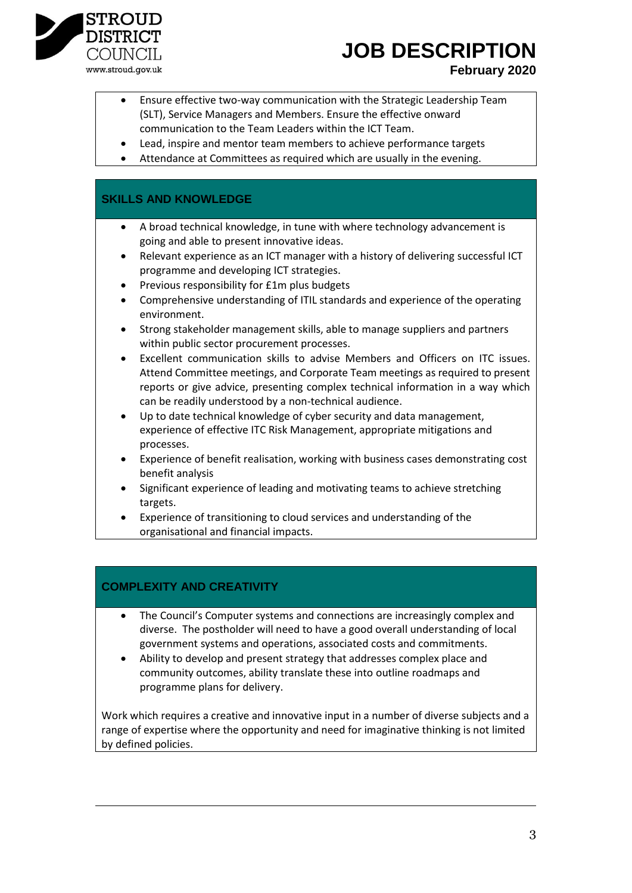- Ensure effective two-way communication with the Strategic Leadership Team (SLT), Service Managers and Members. Ensure the effective onward communication to the Team Leaders within the ICT Team.
- Lead, inspire and mentor team members to achieve performance targets
- Attendance at Committees as required which are usually in the evening.

## SKILLS AND KNOWLEDGE

- A broad technical knowledge, in tune with where technology advancement is going and able to present innovative ideas.
- Relevant experience as an ICT manager with a history of delivering successful ICT programme and developing ICT strategies.
- Previous responsibility for £1m plus budgets
- Comprehensive understanding of ITIL standards and experience of the operating environment.
- Strong stakeholder management skills, able to manage suppliers and partners within public sector procurement processes.
- Excellent communication skills to advise Members and Officers on ITC issues. Attend Committee meetings, and Corporate Team meetings as required to present reports or give advice, presenting complex technical information in a way which can be readily understood by a non-technical audience.
- Up to date technical knowledge of cyber security and data management, experience of effective ITC Risk Management, appropriate mitigations and processes.
- Experience of benefit realisation, working with business cases demonstrating cost benefit analysis
- Significant experience of leading and motivating teams to achieve stretching targets.
- Experience of transitioning to cloud services and understanding of the organisational and financial impacts.

## COMPLEXITY AND CREATIVITY

- The Council's Computer systems and connections are increasingly complex and diverse. The postholder will need to have a good overall understanding of local government systems and operations, associated costs and commitments.
- Ability to develop and present strategy that addresses complex place and community outcomes, ability translate these into outline roadmaps and programme plans for delivery.

Work which requires a creative and innovative input in a number of diverse subjects and a range of expertise where the opportunity and need for imaginative thinking is not limited by defined policies.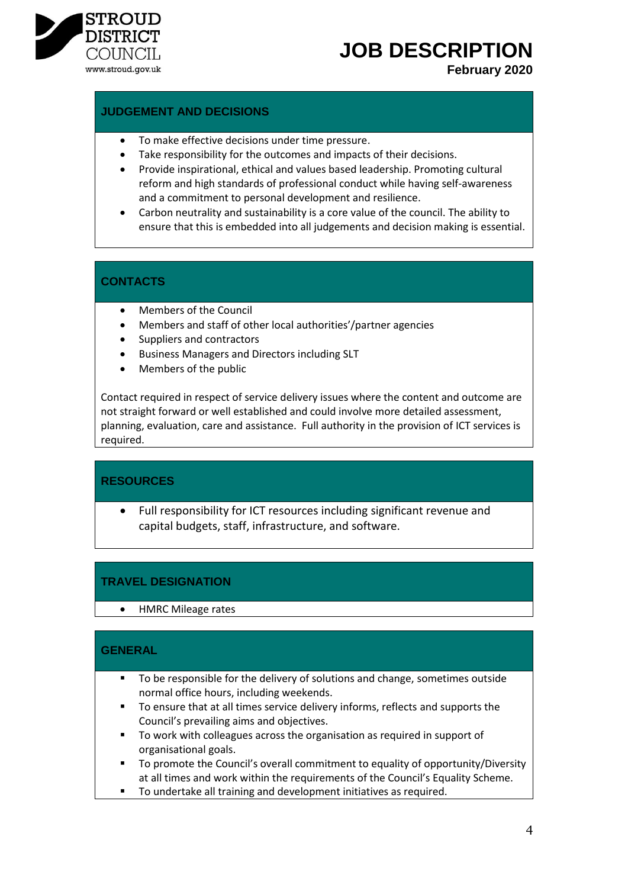## JUDGEMENT AND DECISIONS

- To make effective decisions under time pressure.
- Take responsibility for the outcomes and impacts of their decisions.
- Provide inspirational, ethical and values based leadership. Promoting cultural reform and high standards of professional conduct while having self-awareness and a commitment to personal development and resilience.
- Carbon neutrality and sustainability is a core value of the council. The ability to ensure that this is embedded into all judgements and decision making is essential.

## CONTACTS

- Members of the Council
- Members and staff of other local authorities'/partner agencies
- Suppliers and contractors
- Business Managers and Directors including SLT
- Members of the public

Contact required in respect of service delivery issues where the content and outcome are not straight forward or well established and could involve more detailed assessment, planning, evaluation, care and assistance. Full authority in the provision of ICT services is required.

## RESOURCES

- Full responsibility for ICT resources including significant revenue and capital budgets, staff, infrastructure, and software.

## TRAVEL DESIGNATION

- HMRC Mileage rates

## GENERAL

- To be responsible for the delivery of solutions and change, sometimes outside normal office hours, including weekends.
- To ensure that at all times service delivery informs, reflects and supports the Council's prevailing aims and objectives.
- To work with colleagues across the organisation as required in support of organisational goals.
- To promote the Council's overall commitment to equality of opportunity/Diversity at all times and work within the requirements of the Council's Equality Scheme.
- To undertake all training and development initiatives as required.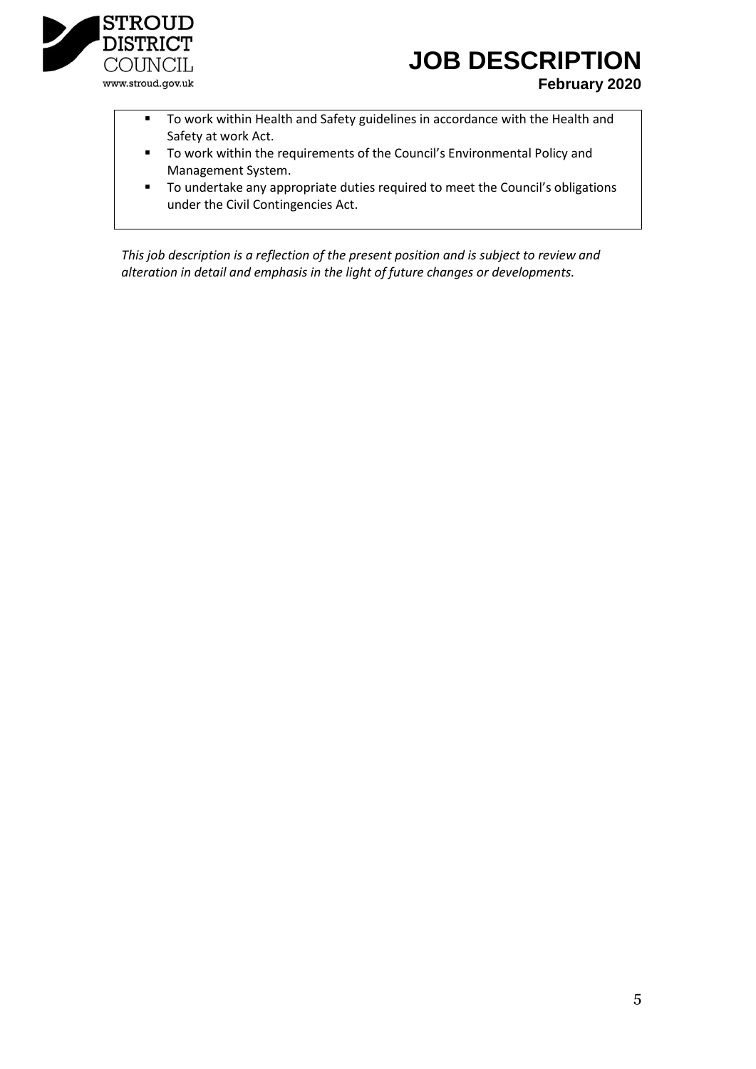- To work within Health and Safety guidelines in accordance with the Health and Safety at work Act.
- To work within the requirements of the Council's Environmental Policy and Management System.
- To undertake any appropriate duties required to meet the Council's obligations under the Civil Contingencies Act.

*This job description is a reflection of the present position and is subject to review and alteration in detail and emphasis in the light of future changes or developments.*